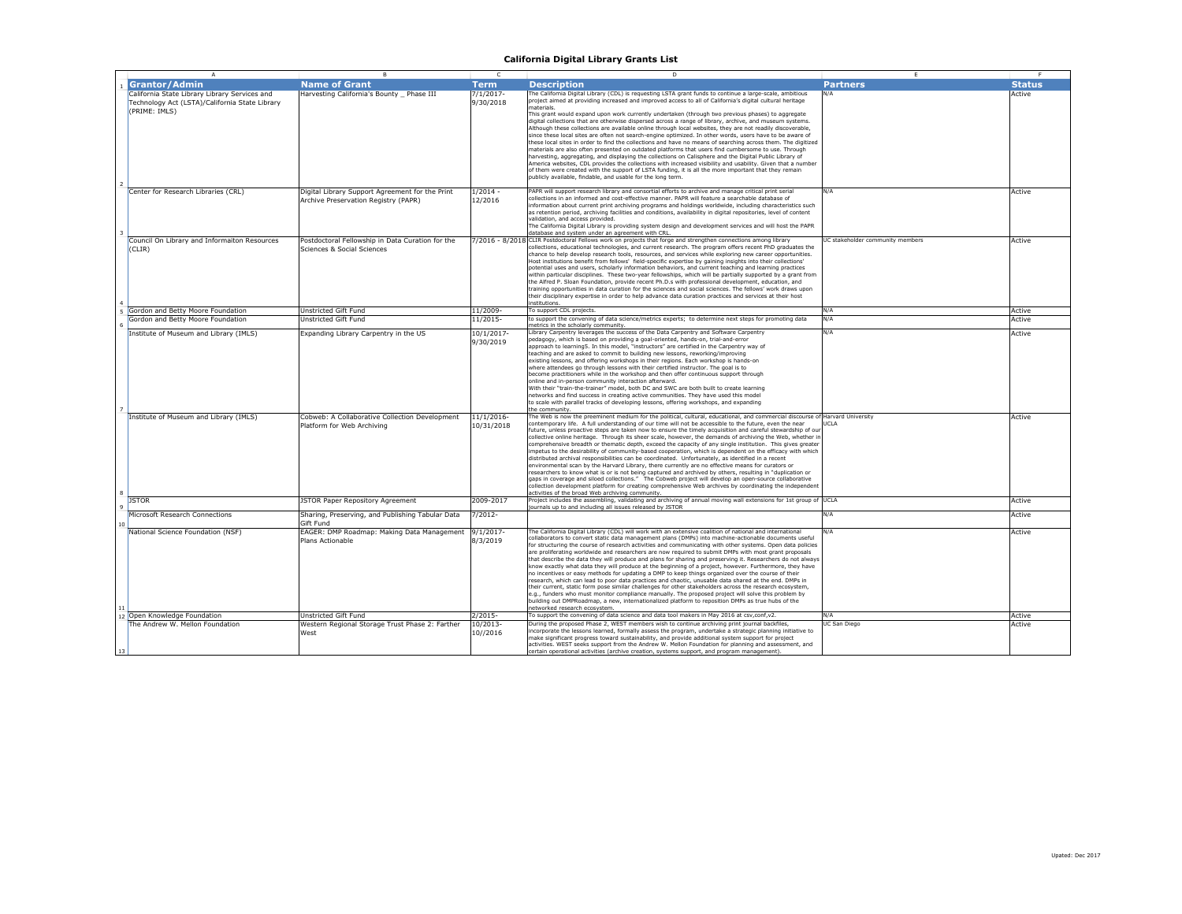# California Digital Library Grants List

| Grantor/Admin | Name of Grant | Term | Description | Partners | Status |
|---|---|---|---|---|---|
| California State Library Library Services and Technology Act (LSTA)/California State Library (PRIME: IMLS) | Harvesting California's Bounty _ Phase III | 7/1/2017-9/30/2018 | The California Digital Library (CDL) is requesting LSTA grant funds to continue a large-scale, ambitious project aimed at providing increased and improved access to all of California's digital cultural heritage materials. This grant would expand upon work currently undertaken (through two previous phases) to aggregate digital collections that are otherwise dispersed across a range of library, archive, and museum systems. Although these collections are available online through local websites, they are not readily discoverable, since these local sites are often not search-engine optimized. In other words, users have to be aware of these local sites in order to find the collections and have no means of searching across them. The digitized materials are also often presented on outdated platforms that users find cumbersome to use. Through harvesting, aggregating, and displaying the collections on Calisphere and the Digital Public Library of America websites, CDL provides the collections with increased visibility and usability. Given that a number of them were created with the support of LSTA funding, it is all the more important that they remain publicly available, findable, and usable for the long term. | N/A | Active |
| Center for Research Libraries (CRL) | Digital Library Support Agreement for the Print Archive Preservation Registry (PAPR) | 1/2014 - 12/2016 | PAPR will support research library and consortial efforts to archive and manage critical print serial collections in an informed and cost-effective manner. PAPR will feature a searchable database of information about current print archiving programs and holdings worldwide, including characteristics such as retention period, archiving facilities and conditions, availability in digital repositories, level of content validation, and access provided. The California Digital Library is providing system design and development services and will host the PAPR database and system under an agreement with CRL. | N/A | Active |
| Council On Library and Informaiton Resources (CLIR) | Postdoctoral Fellowship in Data Curation for the Sciences & Social Sciences | 7/2016 - 8/2018 | CLIR Postdoctoral Fellows work on projects that forge and strengthen connections among library collections, educational technologies, and current research. The program offers recent PhD graduates the chance to help develop research tools, resources, and services while exploring new career opportunities. Host institutions benefit from fellows' field-specific expertise by gaining insights into their collections' potential uses and users, scholarly information behaviors, and current teaching and learning practices within particular disciplines. These two-year fellowships, which will be partially supported by a grant from the Alfred P. Sloan Foundation, provide recent Ph.D.s with professional development, education, and training opportunities in data curation for the sciences and social sciences. The fellows' work draws upon their disciplinary expertise in order to help advance data curation practices and services at their host institutions. | UC stakeholder community members | Active |
| Gordon and Betty Moore Foundation | Unstricted Gift Fund | 11/2009- | To support CDL projects. | N/A | Active |
| Gordon and Betty Moore Foundation | Unstricted Gift Fund | 11/2015- | to support the convening of data science/metrics experts; to determine next steps for promoting data metrics in the scholarly community. | N/A | Active |
| Institute of Museum and Library (IMLS) | Expanding Library Carpentry in the US | 10/1/2017-9/30/2019 | Library Carpentry leverages the success of the Data Carpentry and Software Carpentry pedagogy, which is based on providing a goal-oriented, hands-on, trial-and-error approach to learning5. In this model, "instructors" are certified in the Carpentry way of teaching and are asked to commit to building new lessons, reworking/improving existing lessons, and offering workshops in their regions. Each workshop is hands-on where attendees go through lessons with their certified instructor. The goal is to become practitioners while in the workshop and then offer continuous support through online and in-person community interaction afterward. With their "train-the-trainer" model, both DC and SWC are both built to create learning networks and find success in creating active communities. They have used this model to scale with parallel tracks of developing lessons, offering workshops, and expanding the community. | N/A | Active |
| Institute of Museum and Library (IMLS) | Cobweb: A Collaborative Collection Development Platform for Web Archiving | 11/1/2016-10/31/2018 | The Web is now the preeminent medium for the political, cultural, educational, and commercial discourse of contemporary life. A full understanding of our time will not be accessible to the future, even the near future, unless proactive steps are taken now to ensure the timely acquisition and careful stewardship of our collective online heritage. Through its sheer scale, however, the demands of archiving the Web, whether in comprehensive breadth or thematic depth, exceed the capacity of any single institution. This gives greater impetus to the desirability of community-based cooperation, which is dependent on the efficacy with which distributed archival responsibilities can be coordinated. Unfortunately, as identified in a recent environmental scan by the Harvard Library, there currently are no effective means for curators or researchers to know what is or is not being captured and archived by others, resulting in "duplication or gaps in coverage and siloed collections." The Cobweb project will develop an open-source collaborative collection development platform for creating comprehensive Web archives by coordinating the independent activities of the broad Web archiving community. | Harvard University UCLA | Active |
| JSTOR | JSTOR Paper Repository Agreement | 2009-2017 | Project includes the assembling, validating and archiving of annual moving wall extensions for 1st group of journals up to and including all issues released by JSTOR | UCLA | Active |
| Microsoft Research Connections | Sharing, Preserving, and Publishing Tabular Data Gift Fund | 7/2012- | | N/A | Active |
| National Science Foundation (NSF) | EAGER: DMP Roadmap: Making Data Management Plans Actionable | 9/1/2017-8/3/2019 | The California Digital Library (CDL) will work with an extensive coalition of national and international collaborators to convert static data management plans (DMPs) into machine-actionable documents useful for structuring the course of research activities and communicating with other systems. Open data policies are proliferating worldwide and researchers are now required to submit DMPs with most grant proposals that describe the data they will produce and plans for sharing and preserving it. Researchers do not always know exactly what data they will produce at the beginning of a project, however. Furthermore, they have no incentives or easy methods for updating a DMP to keep things organized over the course of their research, which can lead to poor data practices and chaotic, unusable data shared at the end. DMPs in their current, static form pose similar challenges for other stakeholders across the research ecosystem, e.g., funders who must monitor compliance manually. The proposed project will solve this problem by building out DMPRoadmap, a new, internationalized platform to reposition DMPs as true hubs of the networked research ecosystem. | N/A | Active |
| Open Knowledge Foundation | Unstricted Gift Fund | 2/2015- | To support the convening of data science and data tool makers in May 2016 at csv,conf,v2. | N/A | Active |
| The Andrew W. Mellon Foundation | Western Regional Storage Trust Phase 2: Farther West | 10/2013-10//2016 | During the proposed Phase 2, WEST members wish to continue archiving print journal backfiles, incorporate the lessons learned, formally assess the program, undertake a strategic planning initiative to make significant progress toward sustainability, and provide additional system support for project activities. WEST seeks support from the Andrew W. Mellon Foundation for planning and assessment, and certain operational activities (archive creation, systems support, and program management). | UC San Diego | Active |

Upated: Dec 2017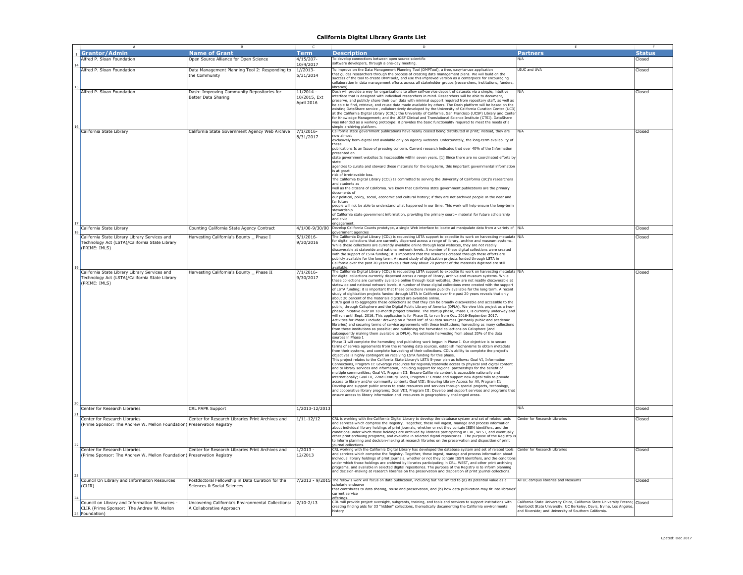# California Digital Library Grants List

| Grantor/Admin | Name of Grant | Term | Description | Partners | Status |
|---|---|---|---|---|---|
| Alfred P. Sloan Foundation | Open Source Alliance for Open Science | 4/15/207-10/4/2017 | To develop connections between open source scientific software developers, through a one-day meeting. | N/A | Closed |
| Alfred P. Sloan Foundation | Data Management Planning Tool 2: Responding to the Community | 1//2013-5/31/2014 | To improve on the Data Management Planning Tool (DMPTool), a free, easy-to-use application that guides researchers through the process of creating data management plans. We will build on the success of the tool to create DMPTool2, and use this improved version as a centerpiece for encouraging collaboration in data management efforts across all stakeholder groups (researchers, institutions, funders, libraries). | UIUC and UVA | Closed |
| Alfred P. Sloan Foundation | Dash: Improving Community Repositories for Better Data Sharing | 11/2014 - 10/2015, Ext April 2016 | Dash will provide a way for organizations to allow self-service deposit of datasets via a simple, intuitive interface that is designed with individual researchers in mind. Researchers will be able to document, preserve, and publicly share their own data with minimal support required from repository staff, as well as be able to find, retrieve, and reuse data made available by others. The Dash platform will be based on the existing DataShare service , collaboratively developed by the University of California Curation Center (UC3) at the California Digital Library (CDL); the University of California, San Francisco (UCSF) Library and Center for Knowledge Management; and the UCSF Clinical and Translational Science Institute (CTSI). DataShare was intended as a working prototype: it provides the basic functionality required to meet the needs of a simple archiving platform. | N/A | Closed |
| California State Library | California State Government Agency Web Archive | 7/1/2016-8/31/2017 | California state government publications have nearly ceased being distributed in print; instead, they are now almost exclusively born-digital and available only on agency websites. Unfortunately, the long-term availablilty of these publications Is an Issue of pressing concern. Current research indicates that over 40% of the Information presented on state government websites Is inaccessible within seven years. [1] Since there are no coordinated efforts by state agencies to curate and steward these materials for the long.term, this important governmental information is at great risk of irretrievable loss. The California Digital Library (COL) Is committed to serving the University of California (UC)'s researchers and students as well as the citizens of California. We know that California state government publications are the primary documents of our political, policy, social, economic and cultural history; if they are not archived people In the near and far future people will not be able to understand what happened in our time. This work will help ensure the long-term stewardship of California state government information, providing the primary sourc~ material for future scholarship and civic engagement. | N/A | Closed |
| California State Library | Counting California State Agency Contract | 4/1/00-9/30/00 | Develop California Counts prototype, a single Web interface to locate ad manipulate data from a variety of government agencies | N/A | Closed |
| California State Library Library Services and Technology Act (LSTA)/California State Library (PRIME: IMLS) | Harvesting California's Bounty _ Phase I | 5/1/2016-9/30/2016 | The California Digital Library (CDL) is requesting LSTA support to expedite its work on harvesting metadata for digital collections that are currently dispersed across a range of library, archive and museum systems. While these collections are currently available online through local websites, they are not readily discoverable at statewide and national network levels. A number of these digital collections were created with the support of LSTA funding; it is important that the resources created through these efforts are publicly available for the long term. A recent study of digitization projects funded through LSTA in California over the past 20 years reveals that only about 20 percent of the materials digitized are still available. | N/A | Closed |
| California State Library Library Services and Technology Act (LSTA)/California State Library (PRIME: IMLS) | Harvesting California's Bounty _ Phase II | 7/1/2016-9/30/2017 | The California Digital Library (CDL) is requesting LSTA support to expedite its work on harvesting metadata for digital collections currently dispersed across a range of library, archive and museum systems. While these collections are currently available online through local websites, they are not readily discoverable at the statewide and national network levels. A number of these digital collections were created with the support of LSTA funding; it is important that these collections remain publicly available for the long term. A recent study of digitization projects funded through LSTA in California over the past 20 years reveals that only about 20 percent of the materials digitized are available online. CDL's goal is to aggregate these collections so that they can be broadly discoverable and accessible to the public, through Calisphere and the Digital Public Library of America (DPLA). We view this project as a two-phased initiative over an 18-month project timeline. The startup phase, Phase I, is currently underway and will run until Sept. 2016. This application is for Phase II, to run from Oct. 2016-September 2017. Activities for Phase I include: drawing on a "seed list" of 50 data sources (primarily public and academic libraries) and securing terms of service agreements with these institutions; harvesting as many collections from these institutions as possible; and publishing the harvested collections on Calisphere (and subsequently making them available to DPLA). We estimate harvesting from about 20% of the data sources in Phase I. Phase II will complete the harvesting and publishing work begun in Phase I. Our objective is to secure terms of service agreements from the remaning data sources, establish mechanisms to obtain metadata from their systems, and complete harvesting of their collections. CDL's ability to complete the project's objectives is highly contingent on receiving LSTA funding for this phase. This project relates to the California State Library's LSTA 5-year plan as follows: Goal VI, Information Connections, Program II: Leverage resources for regional/statewide access to physical and digital content and to library services and information, including support for regional partnerships for the benefit of multiple communities; Goal VI, Program III: Ensure California content is accessible nationally and internationally; Goal III, 22nd Century Tools, Program I: Create and support new digital tolls to provide access to library and/or community content; Goal VIII: Ensuring Library Access for All, Program II: Develop and support public access to state resources and services through special projects, technology, and cooperative library programs; Goal VIII, Program III: Develop and support services and programs that ensure access to library information and resources in geographically challenged areas. | N/A | Closed |
| Center for Research Libraries | CRL PAPR Support | 1/2013-12/2013 | | N/A | Closed |
| Center for Research Libraries (Prime Sponsor: The Andrew W. Mellon Foundation) | Center for Research Libraries Print Archives and Preservation Registry | 1/11-12/12 | CRL is working with the California Digital Library to develop the database system and set of related tools and services which comprise the Registry. Together, these will ingest, manage and process information about individual library holdings of print journals, whether or not they contain ISSN identifiers, and the conditions under which those holdings are archived by libraries participating in CRL, WEST, and eventually other print archiving programs, and available in selected digital repositories. The purpose of the Registry is to inform planning and decision-making at research libraries on the preservation and disposition of print journal collections. | Center for Research Libraries | Closed |
| Center for Research Libraries (Prime Sponsor: The Andrew W. Mellon Foundation) | Center for Research Libraries Print Archives and Preservation Registry | 1/2013 - 12/2013 | CRL working with the California Digital Library has developed the database system and set of related tools and services which comprise the Registry. Together, these ingest, manage and process information about individual library holdings of print journals, whether or not they contain ISSN identifiers, and the conditions under which those holdings are archived by libraries participating in CRL, WEST, and other print archiving programs, and available in selected digital repositories. The purpose of the Registry is to inform planning and decision-making at research libraries on the preservation and disposition of print journal collections. | Center for Research Libraries | Closed |
| Council On Library and Informaiton Resources (CLIR) | Postdoctoral Fellowship in Data Curation for the Sciences & Social Sciences | 7/2013 - 9/2015 | The fellow's work will focus on data publication, including but not limited to (a) its potential value as a scholarly endeavor that contributes to data sharing, reuse and preservation, and (b) how data publication may fit into libraries' current service offerings. | All UC campus libraries and Meseums | Closed |
| Council on Library and Information Resources - CLIR (Prime Sponsor: The Andrew W. Mellon Foundation) | Uncovering California's Environmental Collections: A Collaborative Approach | 2/10-2/13 | CDL will provide project oversight, subgrants, training, and tools and services to support institutions with creating finding aids for 33 "hidden" collections, thematically documenting the California environmental history | California State University Chico, California State University Fresno; Humboldt State University; UC Berkeley, Davis, Irvine, Los Angeles, and Riverside; and University of Southern California. | Closed |

Upated: Dec 2017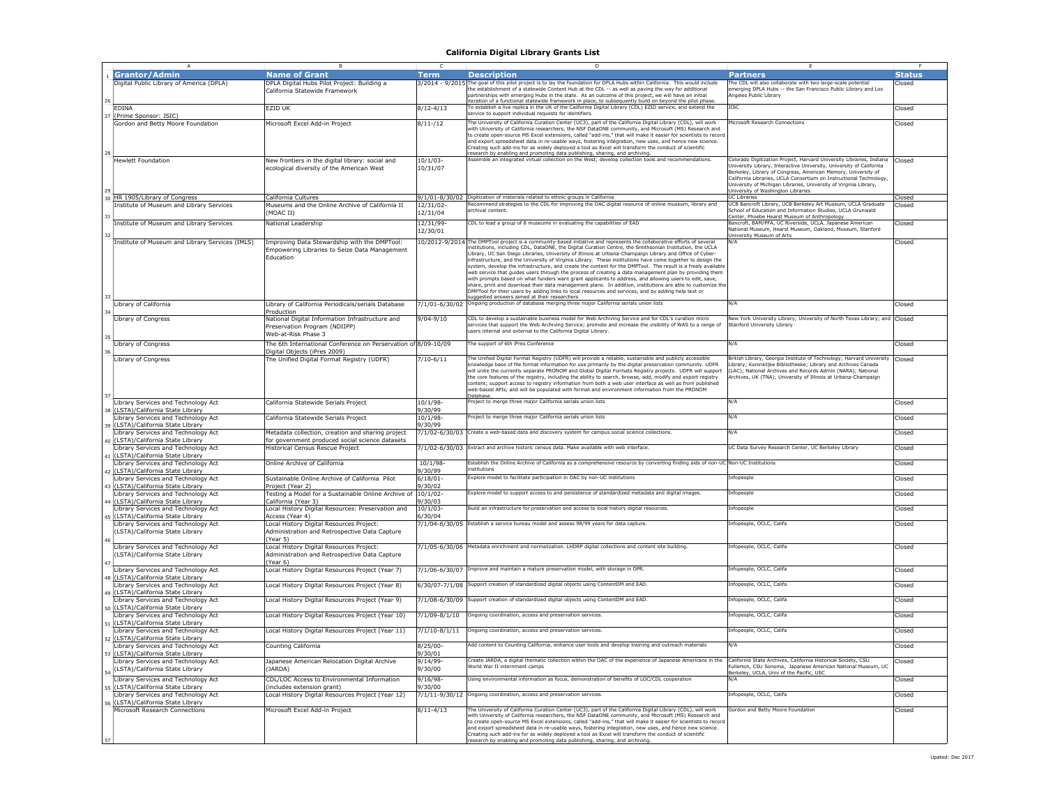# California Digital Library Grants List

| Grantor/Admin | Name of Grant | Term | Description | Partners | Status |
|---|---|---|---|---|---|
| Digital Public Library of America (DPLA) | DPLA Digital Hubs Pilot Project: Building a California Statewide Framework | 3/2014 - 9/2015 | The goal of this pilot project is to lay the foundation for DPLA Hubs within California. This would include the establishment of a statewide Content Hub at the CDL -- as well as paving the way for additional partnerships with emerging Hubs in the state. As an outcome of this project, we will have an initial iteration of a functional statewide framework in place, to subsequently build on beyond the pilot phase. | The CDL will also collaborate with two large-scale potential emerging DPLA Hubs -- the San Francisco Public Library and Los Angeles Public Library | Closed |
| EDINA (Prime Sponsor: JSIC) | EZID UK | 8/12-4/13 | To establish a live replica in the UK of the California Digital Library (CDL) EZID service, and extend the service to support individual requests for identifiers. | JISC | Closed |
| Gordon and Betty Moore Foundation | Microsoft Excel Add-in Project | 8/11-/12 | The University of California Curation Center (UC3), part of the California Digital Library (CDL), will work with University of California researchers, the NSF DataONE community, and Microsoft (MS) Research and to create open-source MS Excel extensions, called "add-ins," that will make it easier for scientists to record and export spreadsheet data in re-usable ways, fostering integration, new uses, and hence new science. Creating such add-ins for as widely deployed a tool as Excel will transform the conduct of scientific research by enabling and promoting data publishing, sharing, and archiving. | Microsoft Research Connections | Closed |
| Hewlett Foundation | New frontiers in the digital library: social and ecological diversity of the American West | 10/1/03-10/31/07 | Assemble an integrated virtual collection on the West; develop collection tools and recommendations. | Colorado Digitization Project, Harvard University Libraries, Indiana University Library, Interactive University, University of California Berkeley, Library of Congress, American Memory, University of California Libraries, UCLA Consortium on Instructional Technology, University of Michigan Libraries, University of Virginia Library, University of Washington Libraries | Closed |
| HR 1905/Library of Congress | California Cultures | 9/1/01-8/30/02 | Digitization of materials related to ethnic groups in California | UC Libraries | Closed |
| Institute of Museum and Library Services | Museums and the Online Archive of California II (MOAC II) | 12/31/02-12/31/04 | Recommend strategies to the CDL for improving the OAC digital resource of online museum, library and archival content. | UCB Bancroft Library, UCB Berkeley Art Museum, UCLA Graduate School of Education and Information Studies, UCLA Grunwald Center, Phoebe Hearst Museum of Anthropology | Closed |
| Institute of Museum and Library Services | National Leadership | 12/31/99-12/30/01 | CDL to lead a group of 8 museums in evaluating the capabilities of EAD | Bancroft, BAM/PFA, UC Riverside, UCLA, Japanese American National Museum, Hearst Museum, Oakland, Museum, Stanford University Museum of Arts | Closed |
| Institute of Museum and Library Services (IMLS) | Improving Data Stewardship with the DMPTool: Empowering Libraries to Seize Data Management Education | 10/2012-9/2014 | The DMPTool project is a community-based initiative and represents the collaborative efforts of several institutions, including CDL, DataONE, the Digital Curation Centre, the Smithsonian Institution, the UCLA Library, UC San Diego Libraries, University of Illinois at Urbana-Champaign Library and Office of Cyber-infrastructure, and the University of Virginia Library. These institutions have come together to design the system, develop the infrastructure, and create the content for the DMPTool. The result is a freely available web service that guides users through the process of creating a data management plan by providing them with prompts based on what funders want grant applicants to address, and allowing users to edit, save, share, print and download their data management plans. In addition, institutions are able to customize the DMPTool for their users by adding links to local resources and services, and by adding help text or suggested answers aimed at their researchers | N/A | Closed |
| Library of California | Library of California Periodicals/serials Database Production | 7/1/01-6/30/02 | Ongoing production of database merging three major California serials union lists | N/A | Closed |
| Library of Congress | National Digital Information Infrastructure and Preservation Program (NDIIPP) Web-at-Risk Phase 3 | 9/04-9/10 | CDL to develop a sustainable business model for Web Archiving Service and for CDL's curation micro services that support the Web Archiving Service; promote and increase the visibility of WAS to a range of users internal and external to the California Digital Library. | New York University Library; University of North Texas Library; and Stanford University Library | Closed |
| Library of Congress | The 6th International Conference on Perservation of Digital Objects (iPres 2009) | 8/09-10/09 | The support of 6th iPres Conference | N/A | Closed |
| Library of Congress | The Unified Digital Format Registry (UDFR) | 7/10-6/11 | The Unified Digital Format Registry (UDFR) will provide a reliable, sustainable and publicly accessible knowledge base of file format information for use primarily by the digital preservation community. UDFR will unite the currently separate PRONOM and Global Digital Formats Registry projects. UDFR will support the core features of the registry, including the ability to search, browse, add, modify and export registry content; support access to registry information from both a web user interface as well as from published web-based APIs, and will be populated with format and environment information from the PRONOM Database. | British Library, Georgia Institute of Technology; Harvard University Library; Koninklijke Bibliotheeke; Library and Archives Canada (LAC); National Archives and Records Admin (NARA); National Archives, UK (TNA); University of Illinois at Urbana-Champaign | Closed |
| Library Services and Technology Act (LSTA)/California State Library | California Statewide Serials Project | 10/1/98-9/30/99 | Project to merge three major California serials union lists | N/A | Closed |
| Library Services and Technology Act (LSTA)/California State Library | California Statewide Serials Project | 10/1/98-9/30/99 | Project to merge three major California serials union lists | N/A | Closed |
| Library Services and Technology Act (LSTA)/California State Library | Metadata collection, creation and sharing project for government produced social science datasets | 7/1/02-6/30/03 | Create a web-based data and discovery system for campus social science collections. | N/A | Closed |
| Library Services and Technology Act (LSTA)/California State Library | Historical Census Rescue Project | 7/1/02-6/30/03 | Extract and archive historic census data. Make available with web interface. | UC Data Survey Research Center, UC Berkeley Library | Closed |
| Library Services and Technology Act (LSTA)/California State Library | Online Archive of California | 10/1/98-9/30/99 | Establish the Online Archive of California as a comprehensive resource by converting finding aids of non-UC institutions | Non-UC Institutions | Closed |
| Library Services and Technology Act (LSTA)/California State Library | Sustainable Online Archive of California Pilot Project (Year 2) | 6/18/01-9/30/02 | Explore model to facilitate participation in OAC by non-UC institutions | Infopeople | Closed |
| Library Services and Technology Act (LSTA)/California State Library | Testing a Model for a Sustainable Online Archive of California (Year 3) | 10/1/02-9/30/03 | Explore model to support access to and persistence of standardized metadata and digital images. | Infopeople | Closed |
| Library Services and Technology Act (LSTA)/California State Library | Local History Digital Resources: Preservation and Access (Year 4) | 10/1/03-6/30/04 | Build an infrastructure for preservation and access to local history digital resources. | Infopeople | Closed |
| Library Services and Technology Act (LSTA)/California State Library | Local History Digital Resources Project: Administration and Retrospective Data Capture (Year 5) | 7/1/04-6/30/05 | Establish a service bureau model and assess 98/99 years for data capture. | Infopeople, OCLC, Califa | Closed |
| Library Services and Technology Act (LSTA)/California State Library | Local History Digital Resources Project: Administration and Retrospective Data Capture (Year 6) | 7/1/05-6/30/06 | Metadata enrichment and normalization. LHDRP digital collections and content site building. | Infopeople, OCLC, Califa | Closed |
| Library Services and Technology Act (LSTA)/California State Library | Local History Digital Resources Project (Year 7) | 7/1/06-6/30/07 | Improve and maintain a mature preservation model, with storage in DPR. | Infopeople, OCLC, Califa | Closed |
| Library Services and Technology Act (LSTA)/California State Library | Local History Digital Resources Project (Year 8) | 6/30/07-7/1/08 | Support creation of standardized digital objects using ContentDM and EAD. | Infopeople, OCLC, Califa | Closed |
| Library Services and Technology Act (LSTA)/California State Library | Local History Digital Resources Project (Year 9) | 7/1/08-6/30/09 | Support creation of standardized digital objects using ContentDM and EAD. | Infopeople, OCLC, Califa | Closed |
| Library Services and Technology Act (LSTA)/California State Library | Local History Digital Resources Project (Year 10) | 7/1/09-8/1/10 | Ongoing coordination, access and preservation services. | Infopeople, OCLC, Califa | Closed |
| Library Services and Technology Act (LSTA)/California State Library | Local History Digital Resources Project (Year 11) | 7/1/10-8/1/11 | Ongoing coordination, access and preservation services. | Infopeople, OCLC, Califa | Closed |
| Library Services and Technology Act (LSTA)/California State Library | Counting California | 8/25/00-9/30/01 | Add content to Counting California, enhance user tools and develop training and outreach materials | N/A | Closed |
| Library Services and Technology Act (LSTA)/California State Library | Japanese American Relocation Digital Archive (JARDA) | 9/14/99-9/30/00 | Create JARDA, a digital thematic collection within the OAC of the experience of Japanese Americans in the World War II internment camps | California State Archives, California Historical Society, CSU Fullerton, CSU Sonoma, Japanese American National Museum, UC Berkeley, UCLA, Univ of the Pacific, USC | Closed |
| Library Services and Technology Act (LSTA)/California State Library | CDL/LOC Access to Environmental Information (includes extension grant) | 9/16/98-9/30/00 | Using environmental information as focus, demonstration of benefits of LOC/CDL cooperation | N/A | Closed |
| Library Services and Technology Act (LSTA)/California State Library | Local History Digital Resources Project (Year 12) | 7/1/11-9/30/12 | Ongoing coordination, access and preservation services. | Infopeople, OCLC, Califa | Closed |
| Microsoft Research Connections | Microsoft Excel Add-in Project | 8/11-4/13 | The University of California Curation Center (UC3), part of the California Digital Library (CDL), will work with University of California researchers, the NSF DataONE community, and Microsoft (MS) Research and to create open-source MS Excel extensions, called "add-ins," that will make it easier for scientists to record and export spreadsheet data in re-usable ways, fostering integration, new uses, and hence new science. Creating such add-ins for as widely deployed a tool as Excel will transform the conduct of scientific research by enabling and promoting data publishing, sharing, and archiving. | Gordon and Betty Moore Foundation | Closed |

Upated: Dec 2017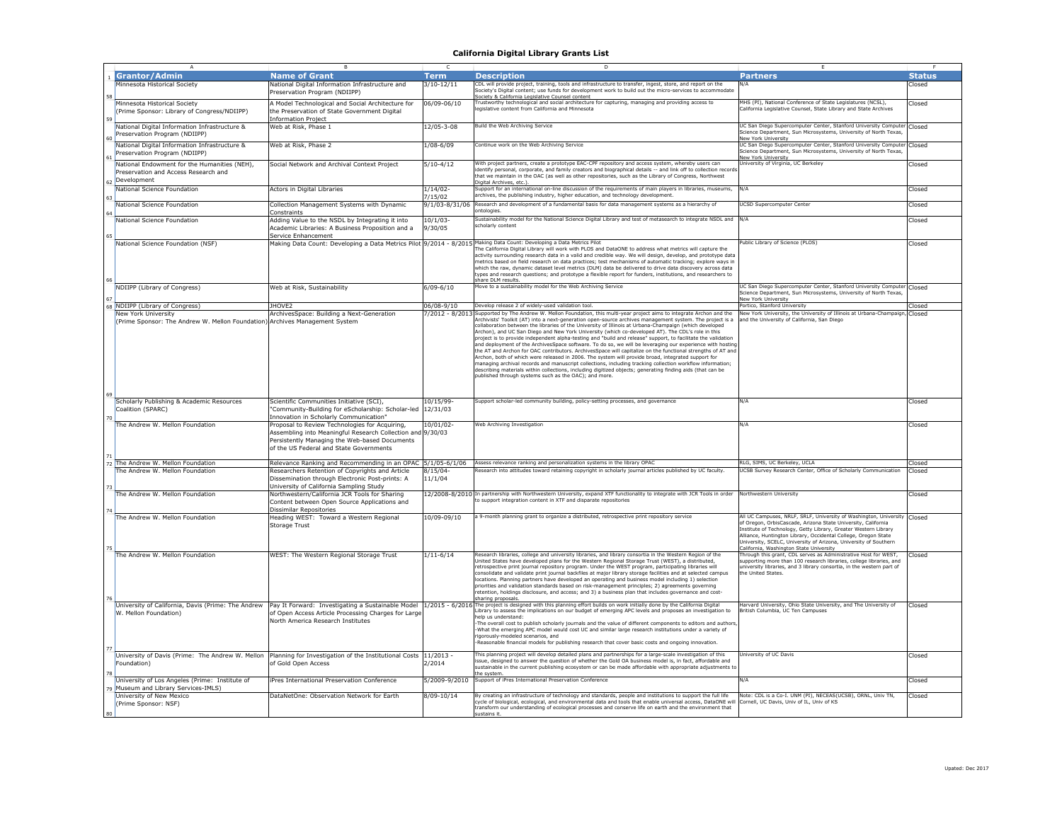# California Digital Library Grants List

| Grantor/Admin | Name of Grant | Term | Description | Partners | Status |
|---|---|---|---|---|---|
| Minnesota Historical Society | National Digital Information Infrastructure and Preservation Program (NDIIPP) | 3/10-12/11 | CDL will provide project, training, tools and infrastructure to transfer, ingest, store, and report on the Society's Digital content; use funds for development work to build out the micro-services to accommodate Society & California Legislative Counsel content | N/A | Closed |
| Minnesota Historical Society (Prime Sponsor: Library of Congress/NDIIPP) | A Model Technological and Social Architecture for the Preservation of State Government Digital Information Project | 06/09-06/10 | Trustworthy technological and social architecture for capturing, managing and providing access to legislative content from California and Minnesota | MHS (PI), National Conference of State Legislatures (NCSL), California Legislative Counsel, State Library and State Archives | Closed |
| National Digital Information Infrastructure & Preservation Program (NDIIPP) | Web at Risk, Phase 1 | 12/05-3-08 | Build the Web Archiving Service | UC San Diego Supercomputer Center, Stanford University Computer Science Department, Sun Microsystems, University of North Texas, New York University | Closed |
| National Digital Information Infrastructure & Preservation Program (NDIIPP) | Web at Risk, Phase 2 | 1/08-6/09 | Continue work on the Web Archiving Service | UC San Diego Supercomputer Center, Stanford University Computer Science Department, Sun Microsystems, University of North Texas, New York University | Closed |
| National Endowment for the Humanities (NEH), Preservation and Access Research and Development | Social Network and Archival Context Project | 5/10-4/12 | With project partners, create a prototype EAC-CPF repository and access system, whereby users can identify personal, corporate, and family creators and biographical details -- and link off to collection records that we maintain in the OAC (as well as other repositories, such as the Library of Congress, Northwest Digital Archives, etc.). | University of Virginia, UC Berkeley | Closed |
| National Science Foundation | Actors in Digital Libraries | 1/14/02-7/15/02 | Support for an international on-line discussion of the requirements of main players in libraries, museums, archives, the publishing industry, higher education, and technology development. | N/A | Closed |
| National Science Foundation | Collection Management Systems with Dynamic Constraints | 9/1/03-8/31/06 | Research and development of a fundamental basis for data management systems as a hierarchy of ontologies. | UCSD Supercomputer Center | Closed |
| National Science Foundation | Adding Value to the NSDL by Integrating it into Academic Libraries: A Business Proposition and a Service Enhancement | 10/1/03-9/30/05 | Sustainability model for the National Science Digital Library and test of metasearch to integrate NSDL and scholarly content | N/A | Closed |
| National Science Foundation (NSF) | Making Data Count: Developing a Data Metrics Pilot | 9/2014 - 8/2015 | Making Data Count: Developing a Data Metrics Pilot<br>The California Digital Library will work with PLOS and DataONE to address what metrics will capture the activity surrounding research data in a valid and credible way. We will design, develop, and prototype data metrics based on field research on data practices; test mechanisms of automatic tracking; explore ways in which the raw, dynamic dataset level metrics (DLM) data be delivered to drive data discovery across data types and research questions; and prototype a flexible report for funders, institutions, and researchers to share DLM results. | Public Library of Science (PLOS) | Closed |
| NDIIPP (Library of Congress) | Web at Risk, Sustainability | 6/09-6/10 | Move to a sustainability model for the Web Archiving Service | UC San Diego Supercomputer Center, Stanford University Computer Science Department, Sun Microsystems, University of North Texas, New York University | Closed |
| NDIIPP (Library of Congress) | JHOVE2 | 06/08-9/10 | Develop release 2 of widely-used validation tool. | Portico, Stanford University | Closed |
| New York University (Prime Sponsor: The Andrew W. Mellon Foundation) | ArchivesSpace: Building a Next-Generation Archives Management System | 7/2012 - 8/2013 | Supported by The Andrew W. Mellon Foundation, this multi-year project aims to integrate Archon and the Archivists' Toolkit (AT) into a next-generation open-source archives management system. The project is a collaboration between the libraries of the University of Illinois at Urbana-Champaign (which developed Archon), and UC San Diego and New York University (which co-developed AT). The CDL's role in this project is to provide independent alpha-testing and "build and release" support, to facilitate the validation and deployment of the ArchivesSpace software. To do so, we will be leveraging our experience with hosting the AT and Archon for OAC contributors. ArchivesSpace will capitalize on the functional strengths of AT and Archon, both of which were released in 2006. The system will provide broad, integrated support for managing archival records and manuscript collections, including tracking collection workflow information; describing materials within collections, including digitized objects; generating finding aids (that can be published through systems such as the OAC); and more. | New York University, the University of Illinois at Urbana-Champaign, and the University of California, San Diego | Closed |
| Scholarly Publishing & Academic Resources Coalition (SPARC) | Scientific Communities Initiative (SCI), "Community-Building for eScholarship: Scholar-led Innovation in Scholarly Communication" | 10/15/99-12/31/03 | Support scholar-led community building, policy-setting processes, and governance | N/A | Closed |
| The Andrew W. Mellon Foundation | Proposal to Review Technologies for Acquiring, Assembling into Meaningful Research Collection and Persistently Managing the Web-based Documents of the US Federal and State Governments | 10/01/02-9/30/03 | Web Archiving Investigation | N/A | Closed |
| The Andrew W. Mellon Foundation | Relevance Ranking and Recommending in an OPAC | 5/1/05-6/1/06 | Assess relevance ranking and personalization systems in the library OPAC | RLG, SIMS, UC Berkeley, UCLA | Closed |
| The Andrew W. Mellon Foundation | Researchers Retention of Copyrights and Article Dissemination through Electronic Post-prints: A University of California Sampling Study | 8/15/04-11/1/04 | Research into attitudes toward retaining copyright in scholarly journal articles published by UC faculty. | UCSB Survey Research Center, Office of Scholarly Communication | Closed |
| The Andrew W. Mellon Foundation | Northwestern/California JCR Tools for Sharing Content between Open Source Applications and Dissimilar Repositories | 12/2008-8/2010 | In partnership with Northwestern University, expand XTF functionality to integrate with JCR Tools in order to support integration content in XTF and disparate repositories | Northwestern University | Closed |
| The Andrew W. Mellon Foundation | Heading WEST: Toward a Western Regional Storage Trust | 10/09-09/10 | a 9-month planning grant to organize a distributed, retrospective print repository service | All UC Campuses, NRLF, SRLF, University of Washington, University of Oregon, OrbisCascade, Arizona State University, California Institute of Technology, Getty Library, Greater Western Library Alliance, Huntington Library, Occidental College, Oregon State University, SCELC, University of Arizona, University of Southern California, Washington State University | Closed |
| The Andrew W. Mellon Foundation | WEST: The Western Regional Storage Trust | 1/11-6/14 | Research libraries, college and university libraries, and library consortia in the Western Region of the United States have developed plans for the Western Regional Storage Trust (WEST), a distributed, retrospective print journal repository program. Under the WEST program, participating libraries will consolidate and validate print journal backfiles at major library storage facilities and at selected campus locations. Planning partners have developed an operating and business model including 1) selection priorities and validation standards based on risk-management principles; 2) agreements governing retention, holdings disclosure, and access; and 3) a business plan that includes governance and cost-sharing proposals. | Through this grant, CDL serves as Administrative Host for WEST, supporting more than 100 research libraries, college libraries, and university libraries, and 3 library consortia, in the western part of the United States. | Closed |
| University of California, Davis (Prime: The Andrew W. Mellon Foundation) | Pay It Forward: Investigating a Sustainable Model of Open Access Article Processing Charges for Large North America Research Institutes | 1/2015 - 6/2016 | The project is designed with this planning effort builds on work initially done by the California Digital Library to assess the implications on our budget of emerging APC levels and proposes an investigation to help us understand:<br>-The overall cost to publish scholarly journals and the value of different components to editors and authors,<br>-What the emerging APC model would cost UC and similar large research institutions under a variety of rigorously-modeled scenarios, and<br>-Reasonable financial models for publishing research that cover basic costs and ongoing innovation. | Harvard University, Ohio State University, and The University of British Columbia, UC Ten Campuses | Closed |
| University of Davis (Prime: The Andrew W. Mellon Foundation) | Planning for Investigation of the Institutional Costs of Gold Open Access | 11/2013 - 2/2014 | This planning project will develop detailed plans and partnerships for a large-scale investigation of this issue, designed to answer the question of whether the Gold OA business model is, in fact, affordable and sustainable in the current publishing ecosystem or can be made affordable with appropriate adjustments to the system. | University of UC Davis | Closed |
| University of Los Angeles (Prime: Institute of Museum and Library Services-IMLS) | iPres International Preservation Conference | 5/2009-9/2010 | Support of iPres International Preservation Conference | N/A | Closed |
| University of New Mexico (Prime Sponsor: NSF) | DataNetOne: Observation Network for Earth | 8/09-10/14 | By creating an infrastructure of technology and standards, people and institutions to support the full life cycle of biological, ecological, and environmental data and tools that enable universal access, DataONE will transform our understanding of ecological processes and conserve life on earth and the environment that sustains it. | Note: CDL is a Co-I. UNM (PI), NECEAS(UCSB), ORNL, Univ TN, Cornell, UC Davis, Univ of IL, Univ of KS | Closed |

Upated: Dec 2017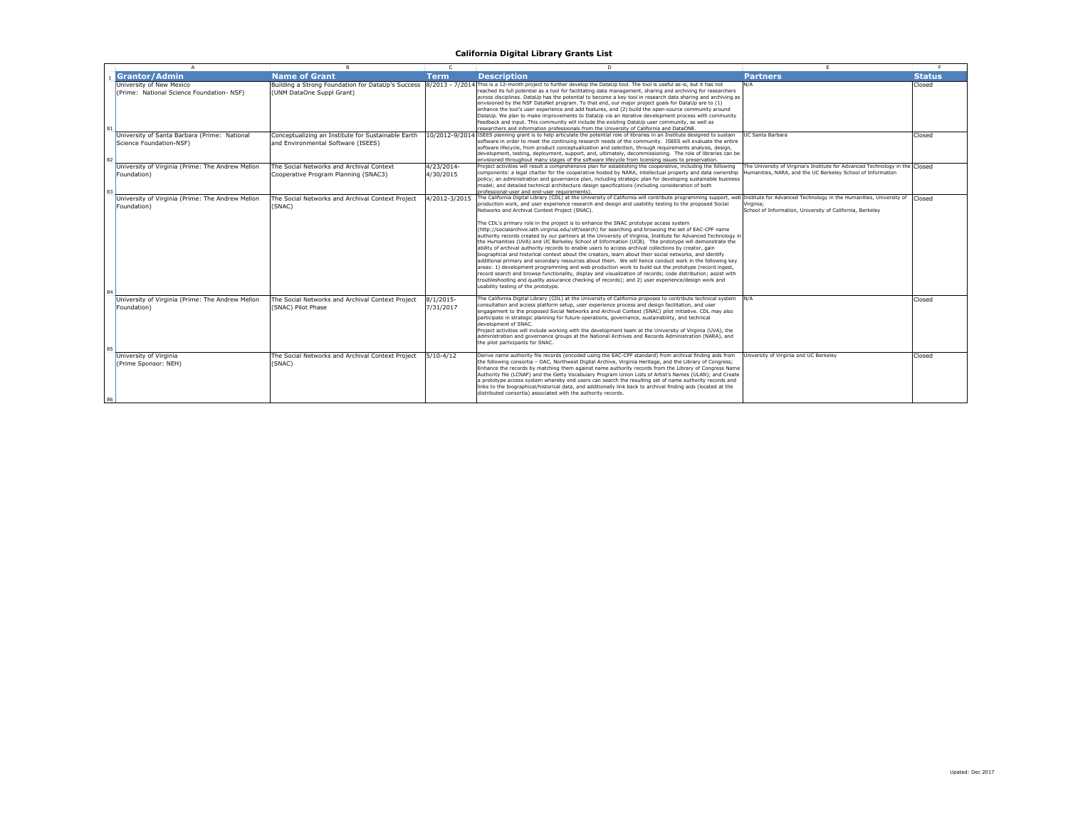# California Digital Library Grants List

| Grantor/Admin | Name of Grant | Term | Description | Partners | Status |
|---|---|---|---|---|---|
| University of New Mexico (Prime: National Science Foundation- NSF) | Building a Strong Foundation for DataUp's Success (UNM DataOne Suppl Grant) | 8/2013 - 7/2014 | This is a 12-month project to further develop the DataUp tool. The tool is useful as-is, but it has not reached its full potential as a tool for facilitating data management, sharing and archiving for researchers across disciplines. DataUp has the potential to become a key tool in research data sharing and archiving as envisioned by the NSF DataNet program. To that end, our major project goals for DataUp are to (1) enhance the tool's user experience and add features, and (2) build the open-source community around DataUp. We plan to make improvements to DataUp via an iterative development process with community feedback and input. This community will include the existing DataUp user community, as well as researchers and information professionals from the University of California and DataONE. | N/A | Closed |
| University of Santa Barbara (Prime: National Science Foundation-NSF) | Conceptualizing an Institute for Sustainable Earth and Environmental Software (ISEES) | 10/2012-9/2014 | ISEES planning grant is to help articulate the potential role of libraries in an Institute designed to sustain software in order to meet the continuing research needs of the community. ISEES will evaluate the entire software lifecycle, from product conceptualization and selection, through requirements analysis, design, development, testing, deployment, support, and, ultimately, decommissioning. The role of libraries can be envisioned throughout many stages of the software lifecycle from licensing issues to preservation. | UC Santa Barbara | Closed |
| University of Virginia (Prime: The Andrew Mellon Foundation) | The Social Networks and Archival Context Cooperative Program Planning (SNAC3) | 4/23/2014-4/30/2015 | Project activities will result a comprehensive plan for establishing the cooperative, including the following components: a legal charter for the cooperative hosted by NARA; intellectual property and data ownership policy; an administration and governance plan, including strategic plan for developing sustainable business model; and detailed technical architecture design specifications (including consideration of both professional-user and end-user requirements). | The University of Virginia's Institute for Advanced Technology in the Humanities, NARA, and the UC Berkeley School of Information | Closed |
| University of Virginia (Prime: The Andrew Mellon Foundation) | The Social Networks and Archival Context Project (SNAC) | 4/2012-3/2015 | The California Digital Library (CDL) at the University of California will contribute programming support, web production work, and user experience research and design and usability testing to the proposed Social Networks and Archival Context Project (SNAC).<br><br>The CDL's primary role in the project is to enhance the SNAC prototype access system (http://socialarchive.iath.virginia.edu/xtf/search) for searching and browsing the set of EAC-CPF name authority records created by our partners at the University of Virginia, Institute for Advanced Technology in the Humanities (UVA) and UC Berkeley School of Information (UCB). The prototype will demonstrate the ability of archival authority records to enable users to access archival collections by creator, gain biographical and historical context about the creators, learn about their social networks, and identify additional primary and secondary resources about them. We will hence conduct work in the following key areas: 1) development programming and web production work to build out the prototype (record ingest, record search and browse functionality, display and visualization of records; code distribution; assist with troubleshooting and quality assurance checking of records); and 2) user experience/design work and usability testing of the prototype. | Institute for Advanced Technology in the Humanities, University of Virginia;<br>School of Information, University of California, Berkeley | Closed |
| University of Virginia (Prime: The Andrew Mellon Foundation) | The Social Networks and Archival Context Project (SNAC) Pilot Phase | 8/1/2015-7/31/2017 | The California Digital Library (CDL) at the University of California proposes to contribute technical system consultation and access platform setup, user experience process and design facilitation, and user engagement to the proposed Social Networks and Archival Context (SNAC) pilot initiative. CDL may also participate in strategic planning for future operations, governance, sustainability, and technical development of SNAC.<br>Project activities will include working with the development team at the University of Virginia (UVA), the administration and governance groups at the National Archives and Records Administration (NARA), and the pilot participants for SNAC. | N/A | Closed |
| University of Virginia (Prime Sponsor: NEH) | The Social Networks and Archival Context Project (SNAC) | 5/10-4/12 | Derive name authority file records (encoded using the EAC-CPF standard) from archival finding aids from the following consortia – OAC, Northwest Digital Archive, Virginia Heritage, and the Library of Congress; Enhance the records by matching them against name authority records from the Library of Congress Name Authority file (LCNAF) and the Getty Vocabulary Program Union Lists of Artist's Names (ULAN); and Create a prototype access system whereby end users can search the resulting set of name authority records and links to the biographical/historical data, and additionally link back to archival finding aids (located at the distributed consortia) associated with the authority records. | University of Virginia and UC Berkeley | Closed |

Upated: Dec 2017